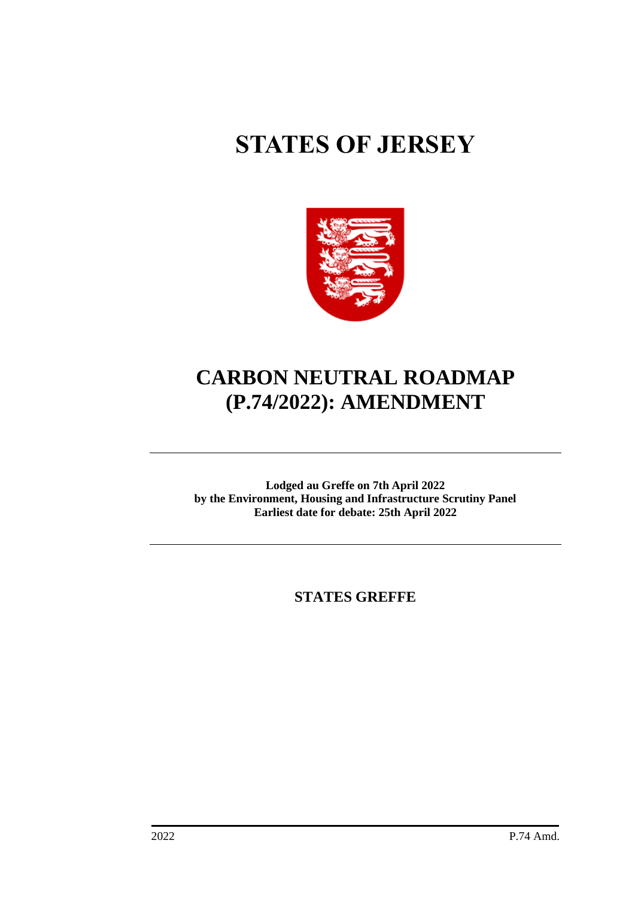# STATES OF JERSEY

# CARBON NEUTRAL ROADMAP (P.74/2022): AMENDMENT

**Lodged au Greffe on 7th April 2022**
**by the Environment, Housing and Infrastructure Scrutiny Panel**
**Earliest date for debate: 25th April 2022**

**STATES GREFFE**

2022 P.74 Amd.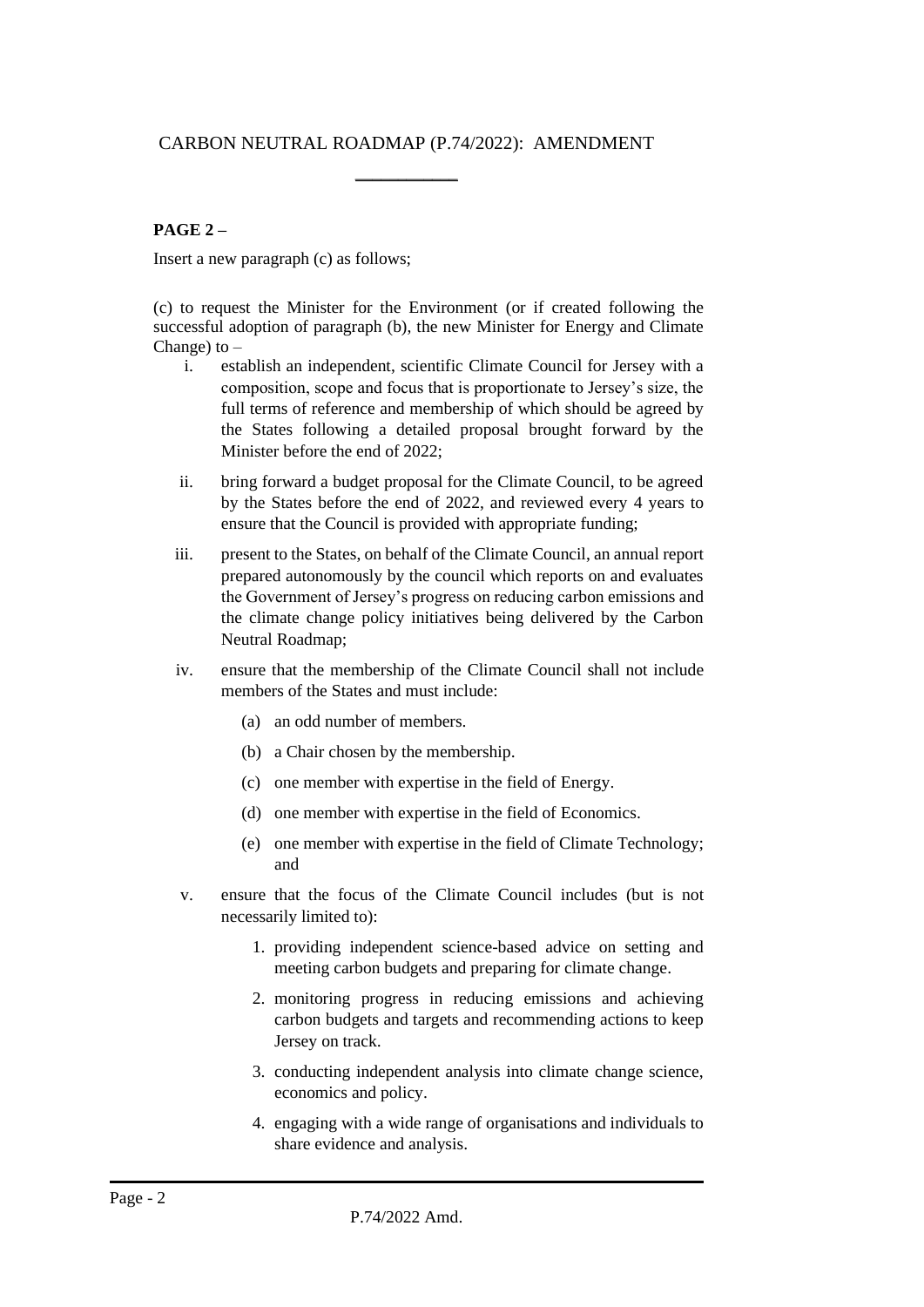# CARBON NEUTRAL ROADMAP (P.74/2022): AMENDMENT

\_\_\_\_\_\_\_\_\_\_\_\_

**PAGE 2 –**

Insert a new paragraph (c) as follows;

(c) to request the Minister for the Environment (or if created following the successful adoption of paragraph (b), the new Minister for Energy and Climate Change) to –

i. establish an independent, scientific Climate Council for Jersey with a composition, scope and focus that is proportionate to Jersey's size, the full terms of reference and membership of which should be agreed by the States following a detailed proposal brought forward by the Minister before the end of 2022;

ii. bring forward a budget proposal for the Climate Council, to be agreed by the States before the end of 2022, and reviewed every 4 years to ensure that the Council is provided with appropriate funding;

iii. present to the States, on behalf of the Climate Council, an annual report prepared autonomously by the council which reports on and evaluates the Government of Jersey's progress on reducing carbon emissions and the climate change policy initiatives being delivered by the Carbon Neutral Roadmap;

iv. ensure that the membership of the Climate Council shall not include members of the States and must include:

   (a) an odd number of members.

   (b) a Chair chosen by the membership.

   (c) one member with expertise in the field of Energy.

   (d) one member with expertise in the field of Economics.

   (e) one member with expertise in the field of Climate Technology; and

v. ensure that the focus of the Climate Council includes (but is not necessarily limited to):

   1. providing independent science-based advice on setting and meeting carbon budgets and preparing for climate change.

   2. monitoring progress in reducing emissions and achieving carbon budgets and targets and recommending actions to keep Jersey on track.

   3. conducting independent analysis into climate change science, economics and policy.

   4. engaging with a wide range of organisations and individuals to share evidence and analysis.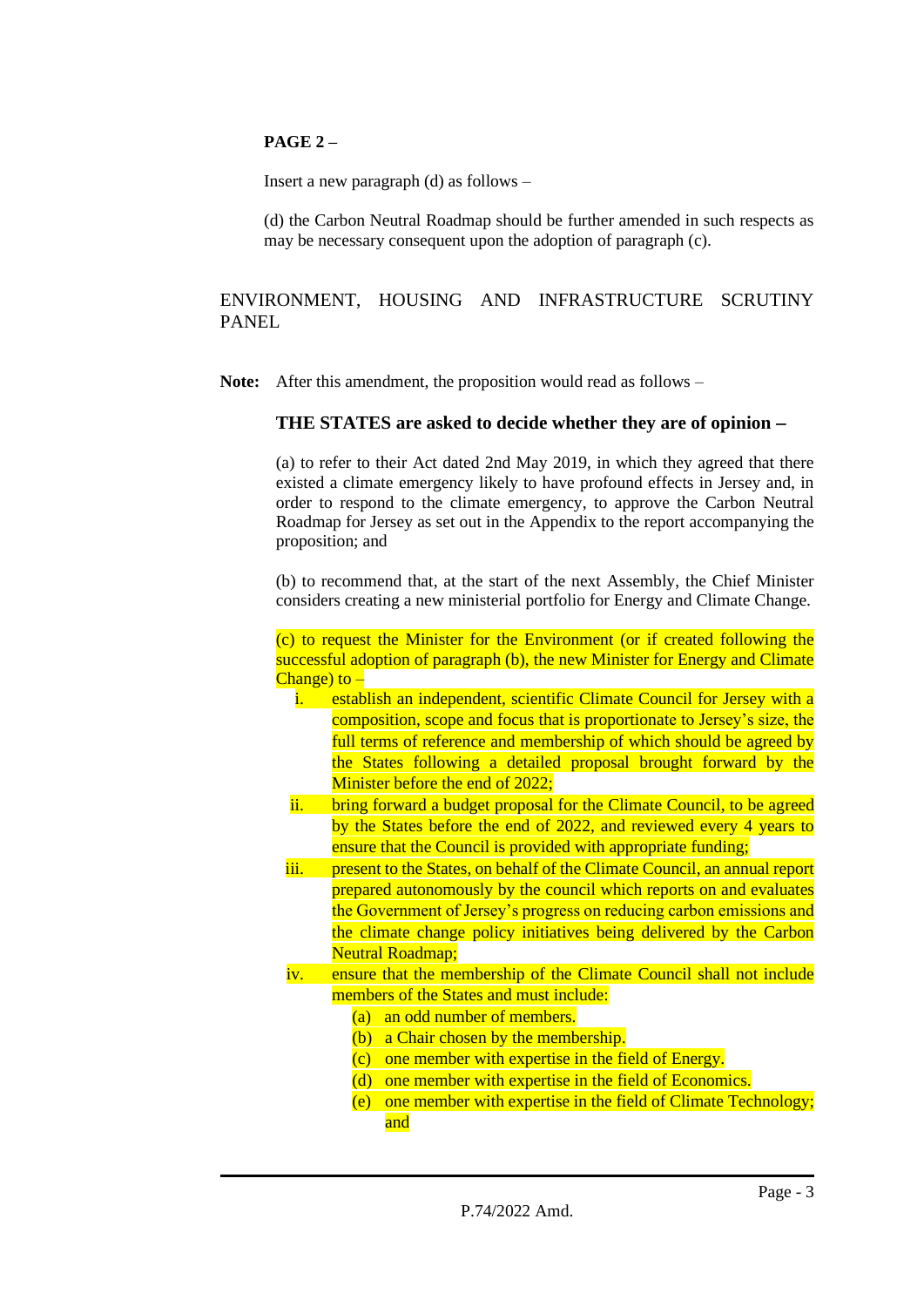**PAGE 2 –**

Insert a new paragraph (d) as follows –

(d) the Carbon Neutral Roadmap should be further amended in such respects as may be necessary consequent upon the adoption of paragraph (c).

ENVIRONMENT, HOUSING AND INFRASTRUCTURE SCRUTINY PANEL

**Note:** After this amendment, the proposition would read as follows –

**THE STATES are asked to decide whether they are of opinion** **−**

(a) to refer to their Act dated 2nd May 2019, in which they agreed that there existed a climate emergency likely to have profound effects in Jersey and, in order to respond to the climate emergency, to approve the Carbon Neutral Roadmap for Jersey as set out in the Appendix to the report accompanying the proposition; and

(b) to recommend that, at the start of the next Assembly, the Chief Minister considers creating a new ministerial portfolio for Energy and Climate Change.

(c) to request the Minister for the Environment (or if created following the successful adoption of paragraph (b), the new Minister for Energy and Climate Change) to –

i. establish an independent, scientific Climate Council for Jersey with a composition, scope and focus that is proportionate to Jersey's size, the full terms of reference and membership of which should be agreed by the States following a detailed proposal brought forward by the Minister before the end of 2022;

ii. bring forward a budget proposal for the Climate Council, to be agreed by the States before the end of 2022, and reviewed every 4 years to ensure that the Council is provided with appropriate funding;

iii. present to the States, on behalf of the Climate Council, an annual report prepared autonomously by the council which reports on and evaluates the Government of Jersey's progress on reducing carbon emissions and the climate change policy initiatives being delivered by the Carbon Neutral Roadmap;

iv. ensure that the membership of the Climate Council shall not include members of the States and must include:

   (a) an odd number of members.
   (b) a Chair chosen by the membership.
   (c) one member with expertise in the field of Energy.
   (d) one member with expertise in the field of Economics.
   (e) one member with expertise in the field of Climate Technology; and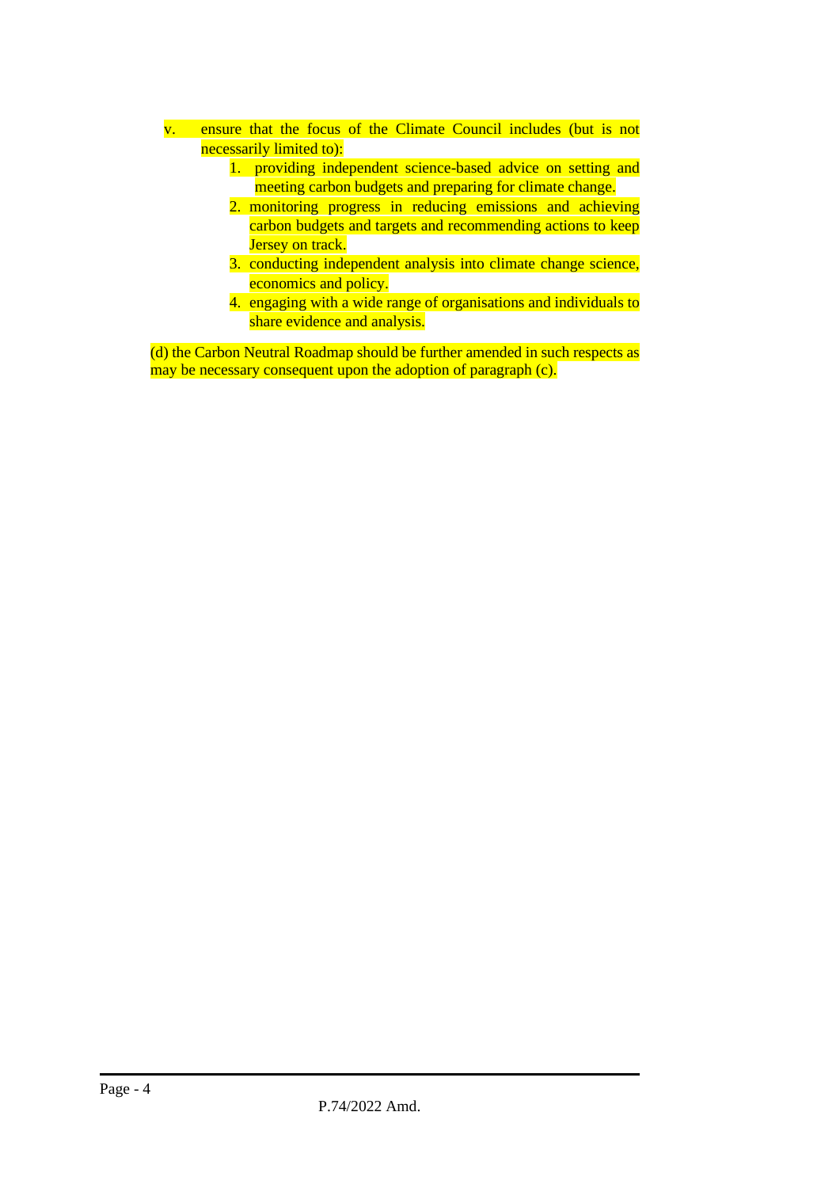v. ensure that the focus of the Climate Council includes (but is not necessarily limited to):

   1. providing independent science-based advice on setting and meeting carbon budgets and preparing for climate change.
   2. monitoring progress in reducing emissions and achieving carbon budgets and targets and recommending actions to keep Jersey on track.
   3. conducting independent analysis into climate change science, economics and policy.
   4. engaging with a wide range of organisations and individuals to share evidence and analysis.

(d) the Carbon Neutral Roadmap should be further amended in such respects as may be necessary consequent upon the adoption of paragraph (c).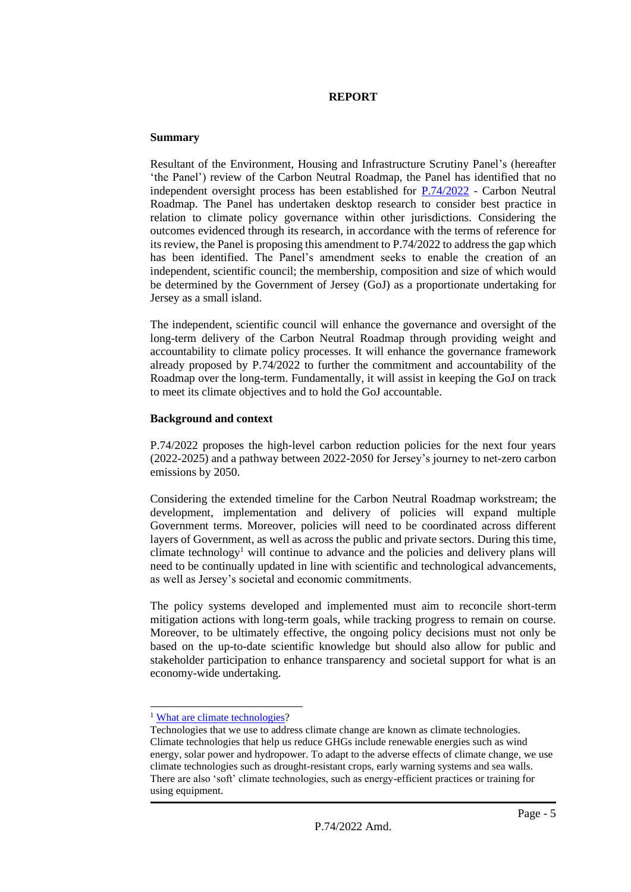## REPORT

### Summary

Resultant of the Environment, Housing and Infrastructure Scrutiny Panel's (hereafter 'the Panel') review of the Carbon Neutral Roadmap, the Panel has identified that no independent oversight process has been established for [P.74/2022](P.74/2022) - Carbon Neutral Roadmap. The Panel has undertaken desktop research to consider best practice in relation to climate policy governance within other jurisdictions. Considering the outcomes evidenced through its research, in accordance with the terms of reference for its review, the Panel is proposing this amendment to P.74/2022 to address the gap which has been identified. The Panel's amendment seeks to enable the creation of an independent, scientific council; the membership, composition and size of which would be determined by the Government of Jersey (GoJ) as a proportionate undertaking for Jersey as a small island.

The independent, scientific council will enhance the governance and oversight of the long-term delivery of the Carbon Neutral Roadmap through providing weight and accountability to climate policy processes. It will enhance the governance framework already proposed by P.74/2022 to further the commitment and accountability of the Roadmap over the long-term. Fundamentally, it will assist in keeping the GoJ on track to meet its climate objectives and to hold the GoJ accountable.

### Background and context

P.74/2022 proposes the high-level carbon reduction policies for the next four years (2022-2025) and a pathway between 2022-2050 for Jersey's journey to net-zero carbon emissions by 2050.

Considering the extended timeline for the Carbon Neutral Roadmap workstream; the development, implementation and delivery of policies will expand multiple Government terms. Moreover, policies will need to be coordinated across different layers of Government, as well as across the public and private sectors. During this time, climate technology[1] will continue to advance and the policies and delivery plans will need to be continually updated in line with scientific and technological advancements, as well as Jersey's societal and economic commitments.

The policy systems developed and implemented must aim to reconcile short-term mitigation actions with long-term goals, while tracking progress to remain on course. Moreover, to be ultimately effective, the ongoing policy decisions must not only be based on the up-to-date scientific knowledge but should also allow for public and stakeholder participation to enhance transparency and societal support for what is an economy-wide undertaking.

---

[1] What are climate technologies?
Technologies that we use to address climate change are known as climate technologies. Climate technologies that help us reduce GHGs include renewable energies such as wind energy, solar power and hydropower. To adapt to the adverse effects of climate change, we use climate technologies such as drought-resistant crops, early warning systems and sea walls. There are also 'soft' climate technologies, such as energy-efficient practices or training for using equipment.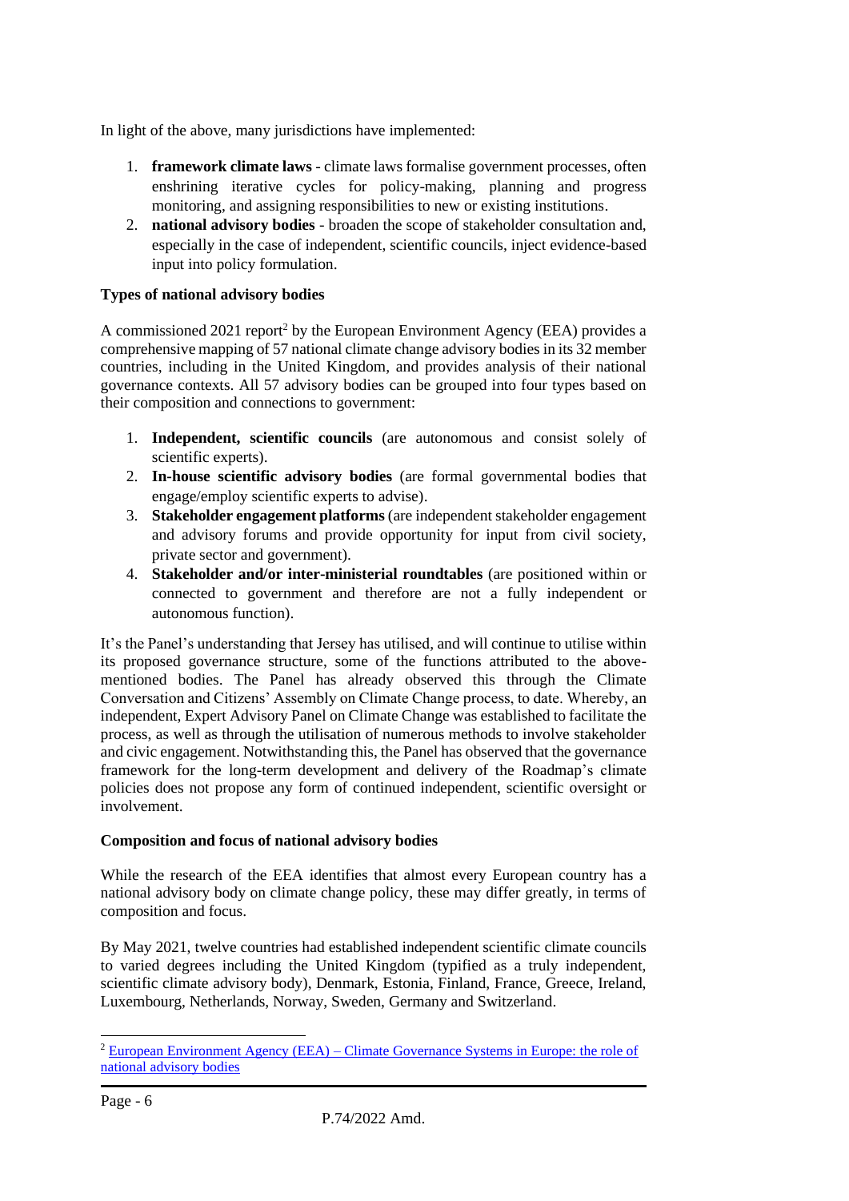In light of the above, many jurisdictions have implemented:

1. **framework climate laws** - climate laws formalise government processes, often enshrining iterative cycles for policy-making, planning and progress monitoring, and assigning responsibilities to new or existing institutions.
2. **national advisory bodies** - broaden the scope of stakeholder consultation and, especially in the case of independent, scientific councils, inject evidence-based input into policy formulation.

**Types of national advisory bodies**

A commissioned 2021 report[2] by the European Environment Agency (EEA) provides a comprehensive mapping of 57 national climate change advisory bodies in its 32 member countries, including in the United Kingdom, and provides analysis of their national governance contexts. All 57 advisory bodies can be grouped into four types based on their composition and connections to government:

1. **Independent, scientific councils** (are autonomous and consist solely of scientific experts).
2. **In-house scientific advisory bodies** (are formal governmental bodies that engage/employ scientific experts to advise).
3. **Stakeholder engagement platforms** (are independent stakeholder engagement and advisory forums and provide opportunity for input from civil society, private sector and government).
4. **Stakeholder and/or inter-ministerial roundtables** (are positioned within or connected to government and therefore are not a fully independent or autonomous function).

It's the Panel's understanding that Jersey has utilised, and will continue to utilise within its proposed governance structure, some of the functions attributed to the above-mentioned bodies. The Panel has already observed this through the Climate Conversation and Citizens' Assembly on Climate Change process, to date. Whereby, an independent, Expert Advisory Panel on Climate Change was established to facilitate the process, as well as through the utilisation of numerous methods to involve stakeholder and civic engagement. Notwithstanding this, the Panel has observed that the governance framework for the long-term development and delivery of the Roadmap's climate policies does not propose any form of continued independent, scientific oversight or involvement.

**Composition and focus of national advisory bodies**

While the research of the EEA identifies that almost every European country has a national advisory body on climate change policy, these may differ greatly, in terms of composition and focus.

By May 2021, twelve countries had established independent scientific climate councils to varied degrees including the United Kingdom (typified as a truly independent, scientific climate advisory body), Denmark, Estonia, Finland, France, Greece, Ireland, Luxembourg, Netherlands, Norway, Sweden, Germany and Switzerland.

---

[2] European Environment Agency (EEA) – Climate Governance Systems in Europe: the role of national advisory bodies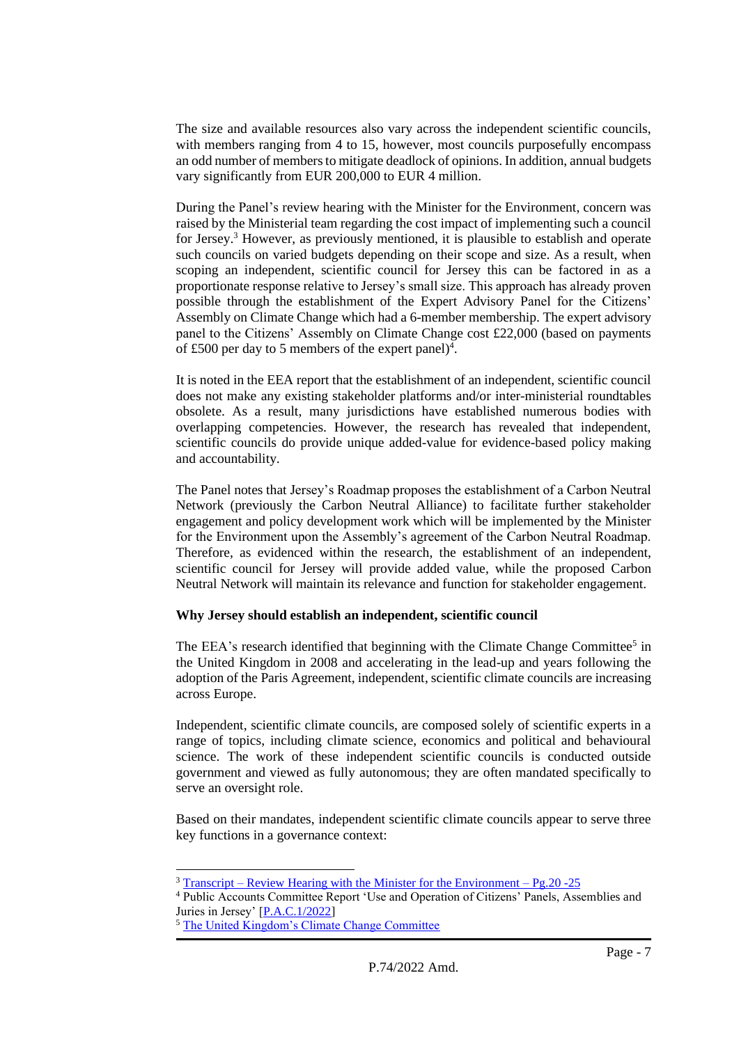The size and available resources also vary across the independent scientific councils, with members ranging from 4 to 15, however, most councils purposefully encompass an odd number of members to mitigate deadlock of opinions. In addition, annual budgets vary significantly from EUR 200,000 to EUR 4 million.

During the Panel's review hearing with the Minister for the Environment, concern was raised by the Ministerial team regarding the cost impact of implementing such a council for Jersey.[3] However, as previously mentioned, it is plausible to establish and operate such councils on varied budgets depending on their scope and size. As a result, when scoping an independent, scientific council for Jersey this can be factored in as a proportionate response relative to Jersey's small size. This approach has already proven possible through the establishment of the Expert Advisory Panel for the Citizens' Assembly on Climate Change which had a 6-member membership. The expert advisory panel to the Citizens' Assembly on Climate Change cost £22,000 (based on payments of £500 per day to 5 members of the expert panel)[4].

It is noted in the EEA report that the establishment of an independent, scientific council does not make any existing stakeholder platforms and/or inter-ministerial roundtables obsolete. As a result, many jurisdictions have established numerous bodies with overlapping competencies. However, the research has revealed that independent, scientific councils do provide unique added-value for evidence-based policy making and accountability.

The Panel notes that Jersey's Roadmap proposes the establishment of a Carbon Neutral Network (previously the Carbon Neutral Alliance) to facilitate further stakeholder engagement and policy development work which will be implemented by the Minister for the Environment upon the Assembly's agreement of the Carbon Neutral Roadmap. Therefore, as evidenced within the research, the establishment of an independent, scientific council for Jersey will provide added value, while the proposed Carbon Neutral Network will maintain its relevance and function for stakeholder engagement.

**Why Jersey should establish an independent, scientific council**

The EEA's research identified that beginning with the Climate Change Committee[5] in the United Kingdom in 2008 and accelerating in the lead-up and years following the adoption of the Paris Agreement, independent, scientific climate councils are increasing across Europe.

Independent, scientific climate councils, are composed solely of scientific experts in a range of topics, including climate science, economics and political and behavioural science. The work of these independent scientific councils is conducted outside government and viewed as fully autonomous; they are often mandated specifically to serve an oversight role.

Based on their mandates, independent scientific climate councils appear to serve three key functions in a governance context:

---

[3] Transcript – Review Hearing with the Minister for the Environment – Pg.20 -25

[4] Public Accounts Committee Report 'Use and Operation of Citizens' Panels, Assemblies and Juries in Jersey' [P.A.C.1/2022]

[5] The United Kingdom's Climate Change Committee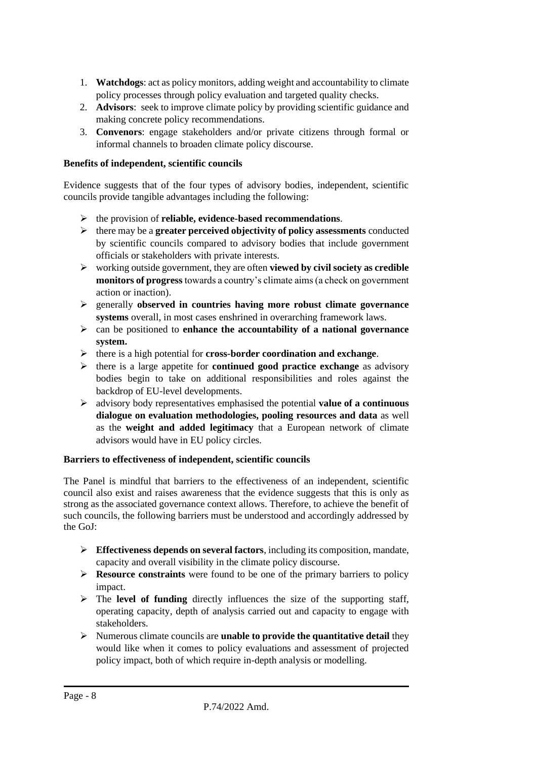1. **Watchdogs**: act as policy monitors, adding weight and accountability to climate policy processes through policy evaluation and targeted quality checks.
2. **Advisors**: seek to improve climate policy by providing scientific guidance and making concrete policy recommendations.
3. **Convenors**: engage stakeholders and/or private citizens through formal or informal channels to broaden climate policy discourse.

**Benefits of independent, scientific councils**

Evidence suggests that of the four types of advisory bodies, independent, scientific councils provide tangible advantages including the following:

- the provision of **reliable, evidence-based recommendations**.
- there may be a **greater perceived objectivity of policy assessments** conducted by scientific councils compared to advisory bodies that include government officials or stakeholders with private interests.
- working outside government, they are often **viewed by civil society as credible monitors of progress** towards a country's climate aims (a check on government action or inaction).
- generally **observed in countries having more robust climate governance systems** overall, in most cases enshrined in overarching framework laws.
- can be positioned to **enhance the accountability of a national governance system.**
- there is a high potential for **cross-border coordination and exchange**.
- there is a large appetite for **continued good practice exchange** as advisory bodies begin to take on additional responsibilities and roles against the backdrop of EU-level developments.
- advisory body representatives emphasised the potential **value of a continuous dialogue on evaluation methodologies, pooling resources and data** as well as the **weight and added legitimacy** that a European network of climate advisors would have in EU policy circles.

**Barriers to effectiveness of independent, scientific councils**

The Panel is mindful that barriers to the effectiveness of an independent, scientific council also exist and raises awareness that the evidence suggests that this is only as strong as the associated governance context allows. Therefore, to achieve the benefit of such councils, the following barriers must be understood and accordingly addressed by the GoJ:

- **Effectiveness depends on several factors**, including its composition, mandate, capacity and overall visibility in the climate policy discourse.
- **Resource constraints** were found to be one of the primary barriers to policy impact.
- The **level of funding** directly influences the size of the supporting staff, operating capacity, depth of analysis carried out and capacity to engage with stakeholders.
- Numerous climate councils are **unable to provide the quantitative detail** they would like when it comes to policy evaluations and assessment of projected policy impact, both of which require in-depth analysis or modelling.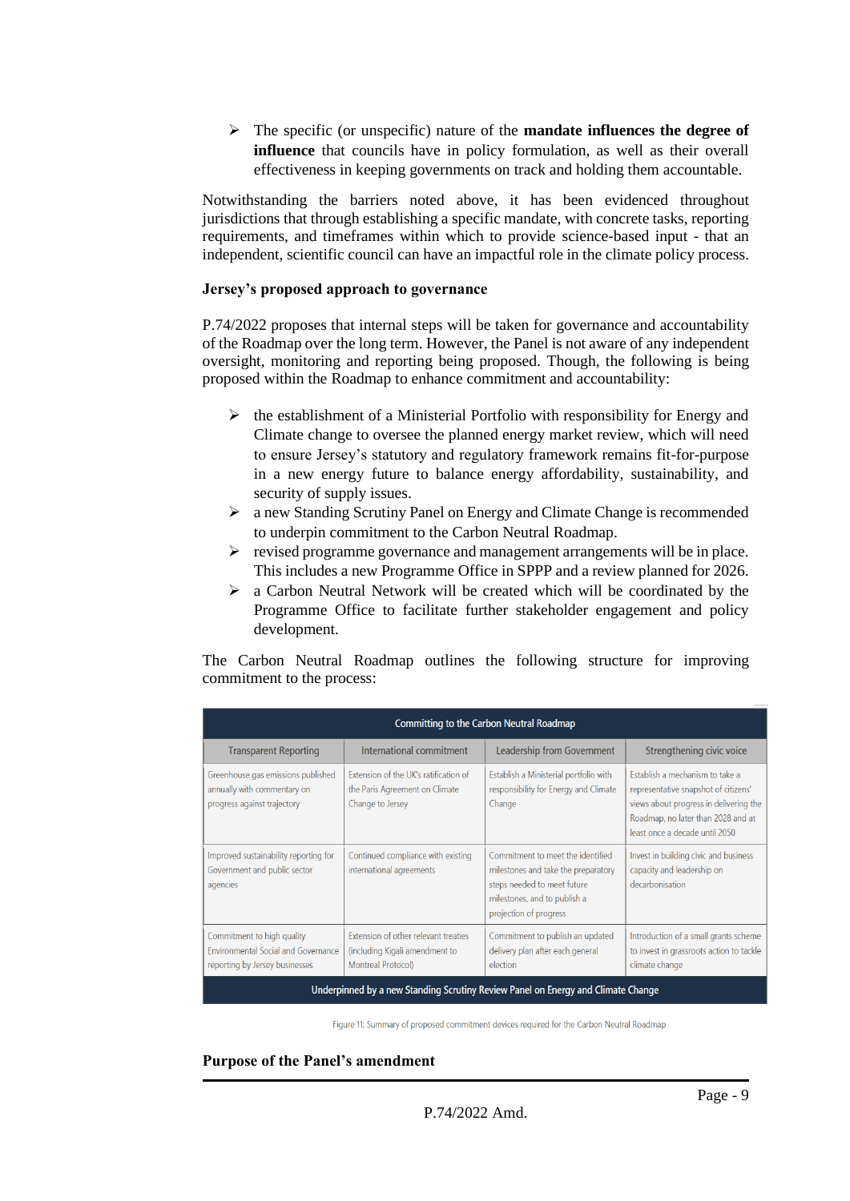- The specific (or unspecific) nature of the **mandate influences the degree of influence** that councils have in policy formulation, as well as their overall effectiveness in keeping governments on track and holding them accountable.

Notwithstanding the barriers noted above, it has been evidenced throughout jurisdictions that through establishing a specific mandate, with concrete tasks, reporting requirements, and timeframes within which to provide science-based input - that an independent, scientific council can have an impactful role in the climate policy process.

**Jersey's proposed approach to governance**

P.74/2022 proposes that internal steps will be taken for governance and accountability of the Roadmap over the long term. However, the Panel is not aware of any independent oversight, monitoring and reporting being proposed. Though, the following is being proposed within the Roadmap to enhance commitment and accountability:

- the establishment of a Ministerial Portfolio with responsibility for Energy and Climate change to oversee the planned energy market review, which will need to ensure Jersey's statutory and regulatory framework remains fit-for-purpose in a new energy future to balance energy affordability, sustainability, and security of supply issues.
- a new Standing Scrutiny Panel on Energy and Climate Change is recommended to underpin commitment to the Carbon Neutral Roadmap.
- revised programme governance and management arrangements will be in place. This includes a new Programme Office in SPPP and a review planned for 2026.
- a Carbon Neutral Network will be created which will be coordinated by the Programme Office to facilitate further stakeholder engagement and policy development.

The Carbon Neutral Roadmap outlines the following structure for improving commitment to the process:

| Committing to the Carbon Neutral Roadmap | | | |
|---|---|---|---|
| Transparent Reporting | International commitment | Leadership from Government | Strengthening civic voice |
| Greenhouse gas emissions published annually with commentary on progress against trajectory | Extension of the UK's ratification of the Paris Agreement on Climate Change to Jersey | Establish a Ministerial portfolio with responsibility for Energy and Climate Change | Establish a mechanism to take a representative snapshot of citizens' views about progress in delivering the Roadmap, no later than 2028 and at least once a decade until 2050 |
| Improved sustainability reporting for Government and public sector agencies | Continued compliance with existing international agreements | Commitment to meet the identified milestones and take the preparatory steps needed to meet future milestones, and to publish a projection of progress | Invest in building civic and business capacity and leadership on decarbonisation |
| Commitment to high quality Environmental Social and Governance reporting by Jersey businesses | Extension of other relevant treaties (including Kigali amendment to Montreal Protocol) | Commitment to publish an updated delivery plan after each general election | Introduction of a small grants scheme to invest in grassroots action to tackle climate change |
| Underpinned by a new Standing Scrutiny Review Panel on Energy and Climate Change | | | |

Figure 11: Summary of proposed commitment devices required for the Carbon Neutral Roadmap

**Purpose of the Panel's amendment**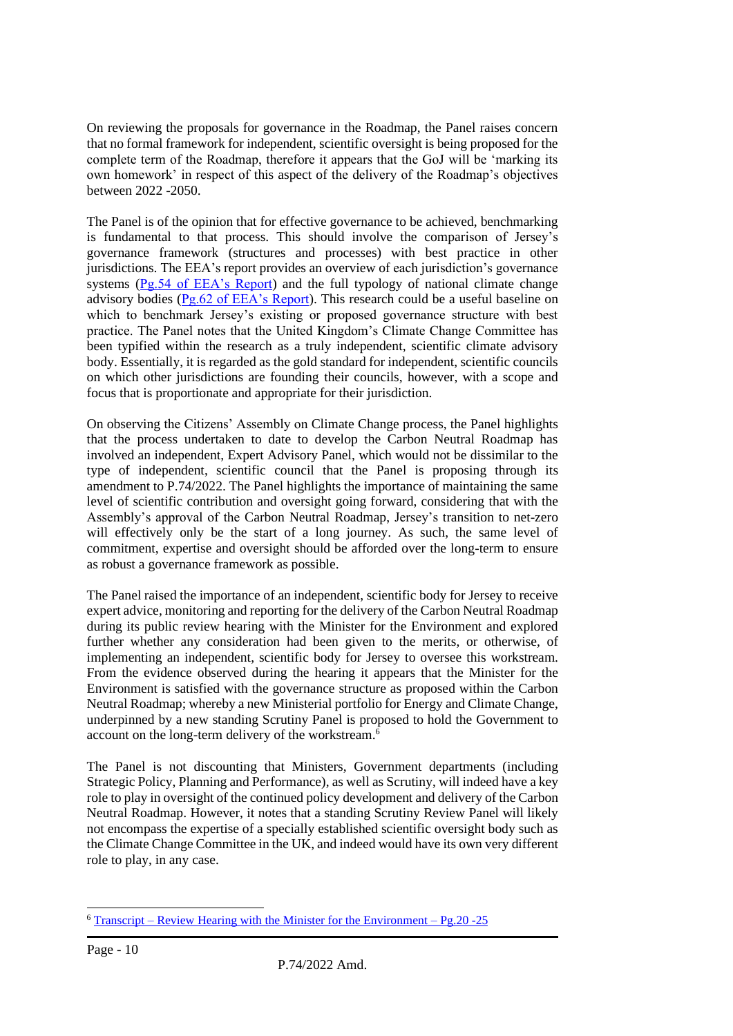On reviewing the proposals for governance in the Roadmap, the Panel raises concern that no formal framework for independent, scientific oversight is being proposed for the complete term of the Roadmap, therefore it appears that the GoJ will be 'marking its own homework' in respect of this aspect of the delivery of the Roadmap's objectives between 2022 -2050.

The Panel is of the opinion that for effective governance to be achieved, benchmarking is fundamental to that process. This should involve the comparison of Jersey's governance framework (structures and processes) with best practice in other jurisdictions. The EEA's report provides an overview of each jurisdiction's governance systems (Pg.54 of EEA's Report) and the full typology of national climate change advisory bodies (Pg.62 of EEA's Report). This research could be a useful baseline on which to benchmark Jersey's existing or proposed governance structure with best practice. The Panel notes that the United Kingdom's Climate Change Committee has been typified within the research as a truly independent, scientific climate advisory body. Essentially, it is regarded as the gold standard for independent, scientific councils on which other jurisdictions are founding their councils, however, with a scope and focus that is proportionate and appropriate for their jurisdiction.

On observing the Citizens' Assembly on Climate Change process, the Panel highlights that the process undertaken to date to develop the Carbon Neutral Roadmap has involved an independent, Expert Advisory Panel, which would not be dissimilar to the type of independent, scientific council that the Panel is proposing through its amendment to P.74/2022. The Panel highlights the importance of maintaining the same level of scientific contribution and oversight going forward, considering that with the Assembly's approval of the Carbon Neutral Roadmap, Jersey's transition to net-zero will effectively only be the start of a long journey. As such, the same level of commitment, expertise and oversight should be afforded over the long-term to ensure as robust a governance framework as possible.

The Panel raised the importance of an independent, scientific body for Jersey to receive expert advice, monitoring and reporting for the delivery of the Carbon Neutral Roadmap during its public review hearing with the Minister for the Environment and explored further whether any consideration had been given to the merits, or otherwise, of implementing an independent, scientific body for Jersey to oversee this workstream. From the evidence observed during the hearing it appears that the Minister for the Environment is satisfied with the governance structure as proposed within the Carbon Neutral Roadmap; whereby a new Ministerial portfolio for Energy and Climate Change, underpinned by a new standing Scrutiny Panel is proposed to hold the Government to account on the long-term delivery of the workstream.[6]

The Panel is not discounting that Ministers, Government departments (including Strategic Policy, Planning and Performance), as well as Scrutiny, will indeed have a key role to play in oversight of the continued policy development and delivery of the Carbon Neutral Roadmap. However, it notes that a standing Scrutiny Review Panel will likely not encompass the expertise of a specially established scientific oversight body such as the Climate Change Committee in the UK, and indeed would have its own very different role to play, in any case.

[6] Transcript – Review Hearing with the Minister for the Environment – Pg.20 -25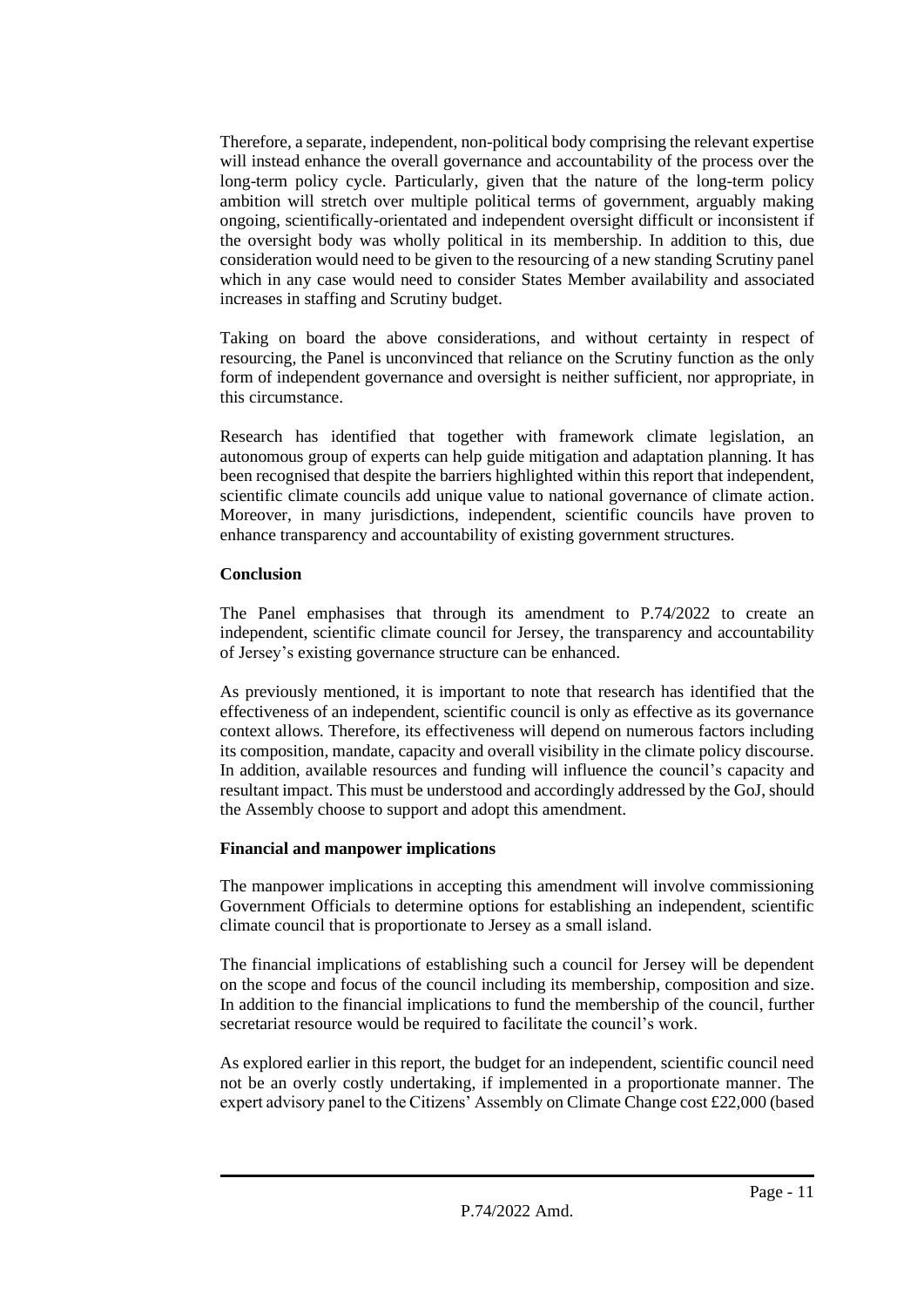Therefore, a separate, independent, non-political body comprising the relevant expertise will instead enhance the overall governance and accountability of the process over the long-term policy cycle. Particularly, given that the nature of the long-term policy ambition will stretch over multiple political terms of government, arguably making ongoing, scientifically-orientated and independent oversight difficult or inconsistent if the oversight body was wholly political in its membership. In addition to this, due consideration would need to be given to the resourcing of a new standing Scrutiny panel which in any case would need to consider States Member availability and associated increases in staffing and Scrutiny budget.

Taking on board the above considerations, and without certainty in respect of resourcing, the Panel is unconvinced that reliance on the Scrutiny function as the only form of independent governance and oversight is neither sufficient, nor appropriate, in this circumstance.

Research has identified that together with framework climate legislation, an autonomous group of experts can help guide mitigation and adaptation planning. It has been recognised that despite the barriers highlighted within this report that independent, scientific climate councils add unique value to national governance of climate action. Moreover, in many jurisdictions, independent, scientific councils have proven to enhance transparency and accountability of existing government structures.

**Conclusion**

The Panel emphasises that through its amendment to P.74/2022 to create an independent, scientific climate council for Jersey, the transparency and accountability of Jersey's existing governance structure can be enhanced.

As previously mentioned, it is important to note that research has identified that the effectiveness of an independent, scientific council is only as effective as its governance context allows. Therefore, its effectiveness will depend on numerous factors including its composition, mandate, capacity and overall visibility in the climate policy discourse. In addition, available resources and funding will influence the council's capacity and resultant impact. This must be understood and accordingly addressed by the GoJ, should the Assembly choose to support and adopt this amendment.

**Financial and manpower implications**

The manpower implications in accepting this amendment will involve commissioning Government Officials to determine options for establishing an independent, scientific climate council that is proportionate to Jersey as a small island.

The financial implications of establishing such a council for Jersey will be dependent on the scope and focus of the council including its membership, composition and size. In addition to the financial implications to fund the membership of the council, further secretariat resource would be required to facilitate the council's work.

As explored earlier in this report, the budget for an independent, scientific council need not be an overly costly undertaking, if implemented in a proportionate manner. The expert advisory panel to the Citizens' Assembly on Climate Change cost £22,000 (based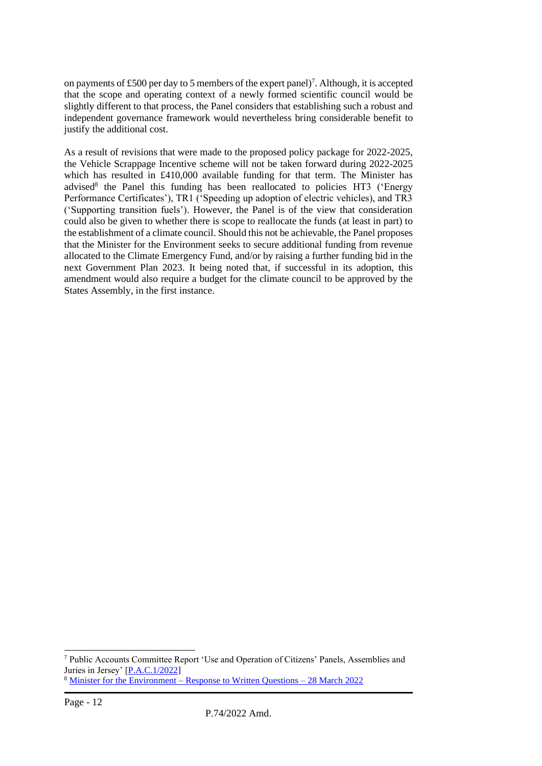on payments of £500 per day to 5 members of the expert panel)[7]. Although, it is accepted that the scope and operating context of a newly formed scientific council would be slightly different to that process, the Panel considers that establishing such a robust and independent governance framework would nevertheless bring considerable benefit to justify the additional cost.

As a result of revisions that were made to the proposed policy package for 2022-2025, the Vehicle Scrappage Incentive scheme will not be taken forward during 2022-2025 which has resulted in £410,000 available funding for that term. The Minister has advised[8] the Panel this funding has been reallocated to policies HT3 ('Energy Performance Certificates'), TR1 ('Speeding up adoption of electric vehicles), and TR3 ('Supporting transition fuels'). However, the Panel is of the view that consideration could also be given to whether there is scope to reallocate the funds (at least in part) to the establishment of a climate council. Should this not be achievable, the Panel proposes that the Minister for the Environment seeks to secure additional funding from revenue allocated to the Climate Emergency Fund, and/or by raising a further funding bid in the next Government Plan 2023. It being noted that, if successful in its adoption, this amendment would also require a budget for the climate council to be approved by the States Assembly, in the first instance.

---

[7] Public Accounts Committee Report 'Use and Operation of Citizens' Panels, Assemblies and Juries in Jersey' [P.A.C.1/2022]

[8] Minister for the Environment – Response to Written Questions – 28 March 2022